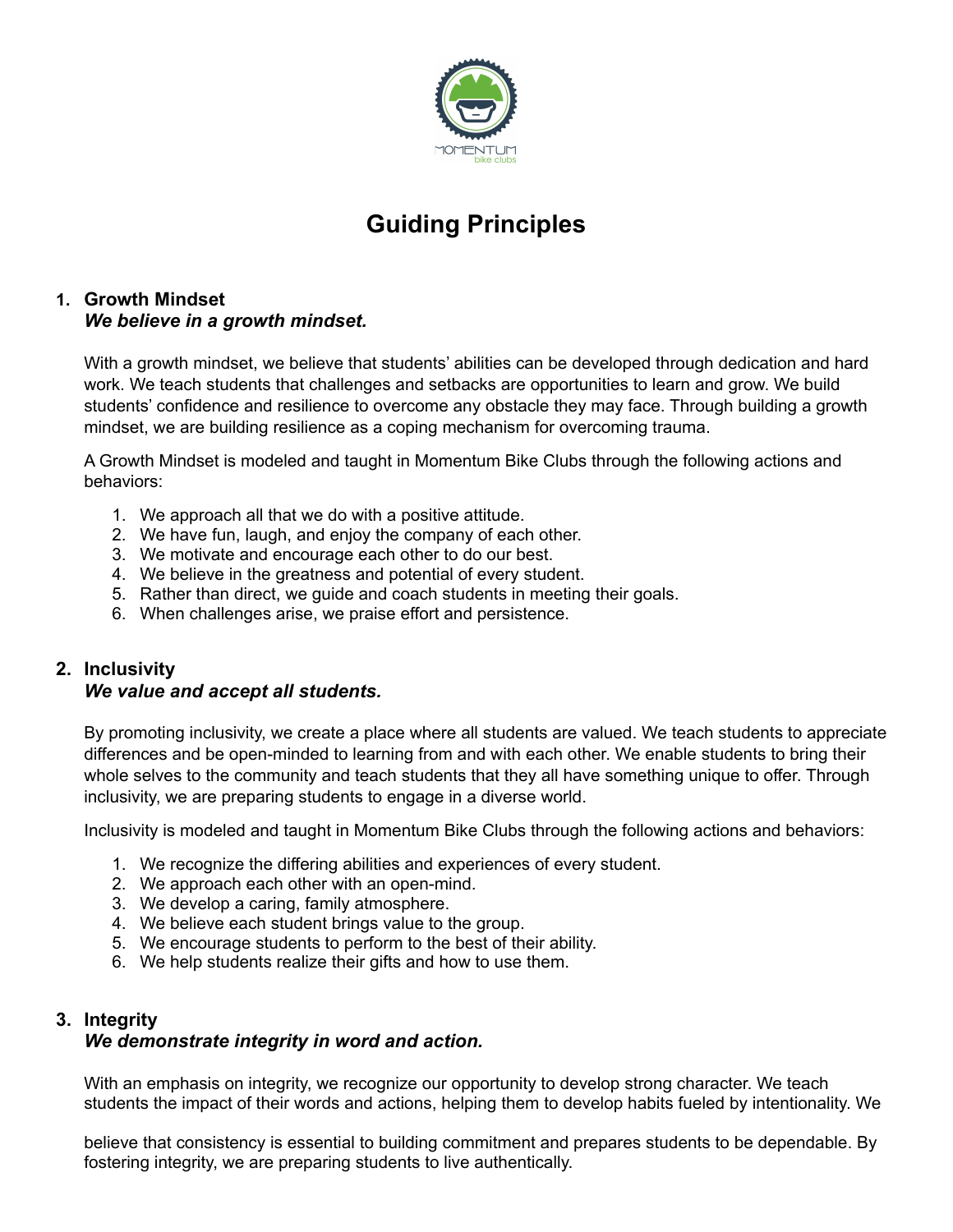# Guiding Principles

## 1. Growth Mindset

***We believe in a growth mindset.***

With a growth mindset, we believe that students' abilities can be developed through dedication and hard work. We teach students that challenges and setbacks are opportunities to learn and grow. We build students' confidence and resilience to overcome any obstacle they may face. Through building a growth mindset, we are building resilience as a coping mechanism for overcoming trauma.

A Growth Mindset is modeled and taught in Momentum Bike Clubs through the following actions and behaviors:

1. We approach all that we do with a positive attitude.
2. We have fun, laugh, and enjoy the company of each other.
3. We motivate and encourage each other to do our best.
4. We believe in the greatness and potential of every student.
5. Rather than direct, we guide and coach students in meeting their goals.
6. When challenges arise, we praise effort and persistence.

## 2. Inclusivity

***We value and accept all students.***

By promoting inclusivity, we create a place where all students are valued. We teach students to appreciate differences and be open-minded to learning from and with each other. We enable students to bring their whole selves to the community and teach students that they all have something unique to offer. Through inclusivity, we are preparing students to engage in a diverse world.

Inclusivity is modeled and taught in Momentum Bike Clubs through the following actions and behaviors:

1. We recognize the differing abilities and experiences of every student.
2. We approach each other with an open-mind.
3. We develop a caring, family atmosphere.
4. We believe each student brings value to the group.
5. We encourage students to perform to the best of their ability.
6. We help students realize their gifts and how to use them.

## 3. Integrity

***We demonstrate integrity in word and action.***

With an emphasis on integrity, we recognize our opportunity to develop strong character. We teach students the impact of their words and actions, helping them to develop habits fueled by intentionality. We believe that consistency is essential to building commitment and prepares students to be dependable. By fostering integrity, we are preparing students to live authentically.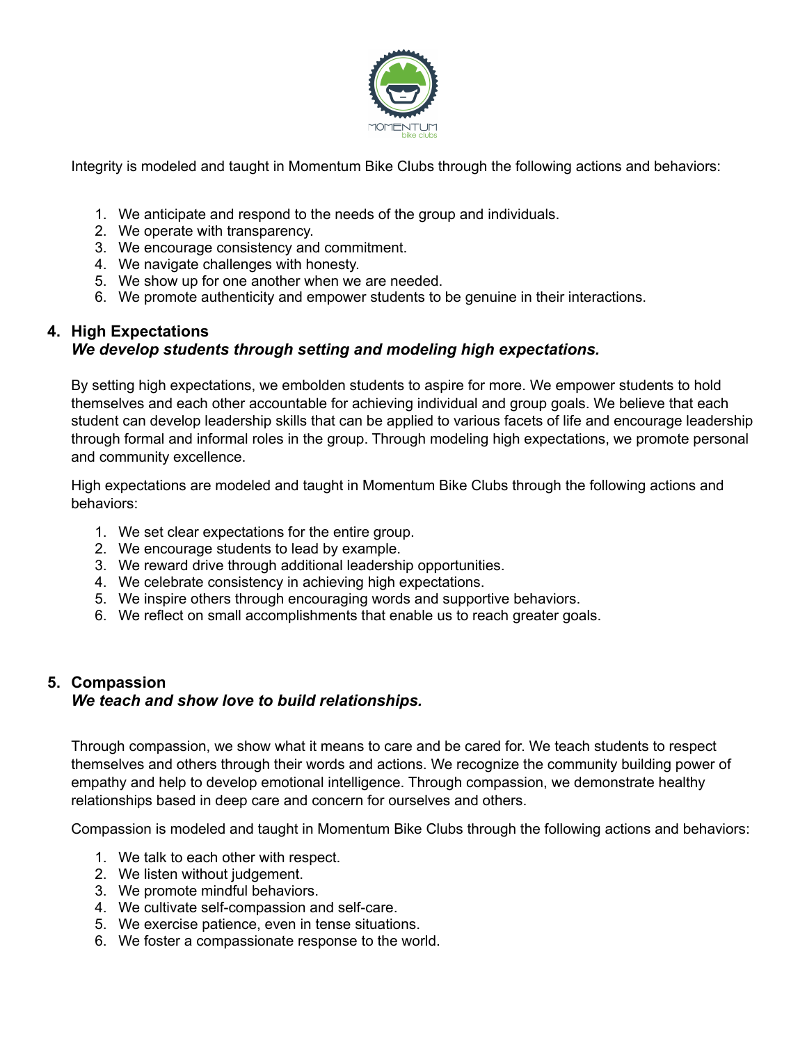Integrity is modeled and taught in Momentum Bike Clubs through the following actions and behaviors:

1. We anticipate and respond to the needs of the group and individuals.
2. We operate with transparency.
3. We encourage consistency and commitment.
4. We navigate challenges with honesty.
5. We show up for one another when we are needed.
6. We promote authenticity and empower students to be genuine in their interactions.

## 4. High Expectations

***We develop students through setting and modeling high expectations.***

By setting high expectations, we embolden students to aspire for more. We empower students to hold themselves and each other accountable for achieving individual and group goals. We believe that each student can develop leadership skills that can be applied to various facets of life and encourage leadership through formal and informal roles in the group. Through modeling high expectations, we promote personal and community excellence.

High expectations are modeled and taught in Momentum Bike Clubs through the following actions and behaviors:

1. We set clear expectations for the entire group.
2. We encourage students to lead by example.
3. We reward drive through additional leadership opportunities.
4. We celebrate consistency in achieving high expectations.
5. We inspire others through encouraging words and supportive behaviors.
6. We reflect on small accomplishments that enable us to reach greater goals.

## 5. Compassion

***We teach and show love to build relationships.***

Through compassion, we show what it means to care and be cared for. We teach students to respect themselves and others through their words and actions. We recognize the community building power of empathy and help to develop emotional intelligence. Through compassion, we demonstrate healthy relationships based in deep care and concern for ourselves and others.

Compassion is modeled and taught in Momentum Bike Clubs through the following actions and behaviors:

1. We talk to each other with respect.
2. We listen without judgement.
3. We promote mindful behaviors.
4. We cultivate self-compassion and self-care.
5. We exercise patience, even in tense situations.
6. We foster a compassionate response to the world.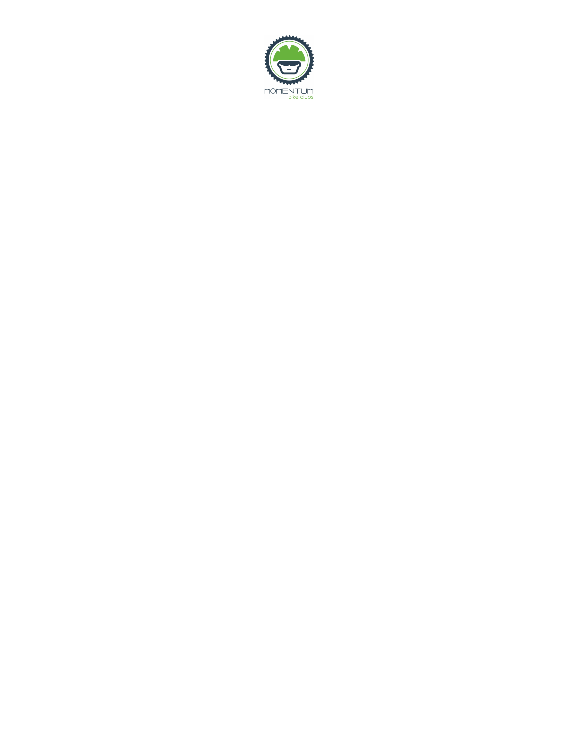MOMENTUM

bike clubs